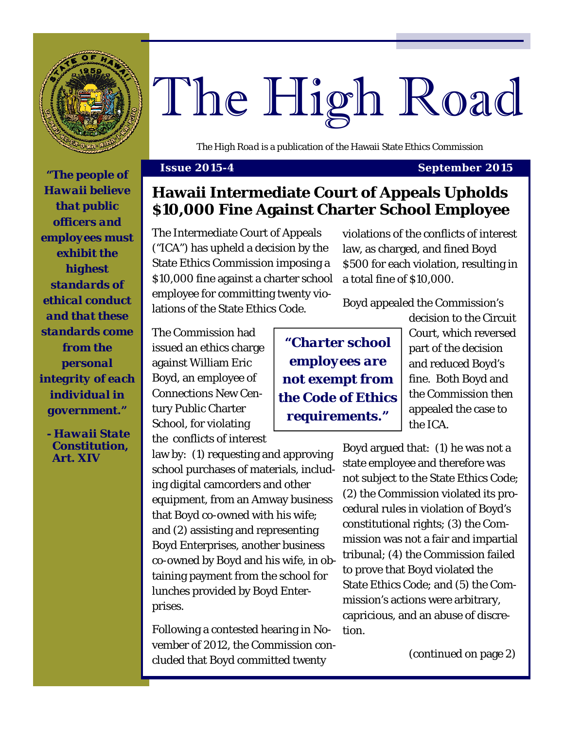# The High Road

*The High Road* is a publication of the Hawaii State Ethics Commission

**Issue 2015-4** **September 2015**

***"The people of Hawaii believe that public officers and employees must exhibit the highest standards of ethical conduct and that these standards come from the personal integrity of each individual in government."***

***- Hawaii State Constitution, Art. XIV***

## Hawaii Intermediate Court of Appeals Upholds $10,000 Fine Against Charter School Employee

The Intermediate Court of Appeals ("ICA") has upheld a decision by the State Ethics Commission imposing a $10,000 fine against a charter school employee for committing twenty violations of the State Ethics Code.

The Commission had issued an ethics charge against William Eric Boyd, an employee of Connections New Century Public Charter School, for violating the conflicts of interest law by: (1) requesting and approving school purchases of materials, including digital camcorders and other equipment, from an Amway business that Boyd co-owned with his wife; and (2) assisting and representing Boyd Enterprises, another business co-owned by Boyd and his wife, in obtaining payment from the school for lunches provided by Boyd Enterprises.

***"Charter school employees are not exempt from the Code of Ethics requirements."***

Following a contested hearing in November of 2012, the Commission concluded that Boyd committed twenty violations of the conflicts of interest law, as charged, and fined Boyd $500 for each violation, resulting in a total fine of $10,000.

Boyd appealed the Commission's decision to the Circuit Court, which reversed part of the decision and reduced Boyd's fine. Both Boyd and the Commission then appealed the case to the ICA.

Boyd argued that: (1) he was not a state employee and therefore was not subject to the State Ethics Code; (2) the Commission violated its procedural rules in violation of Boyd's constitutional rights; (3) the Commission was not a fair and impartial tribunal; (4) the Commission failed to prove that Boyd violated the State Ethics Code; and (5) the Commission's actions were arbitrary, capricious, and an abuse of discretion.

(continued on page 2)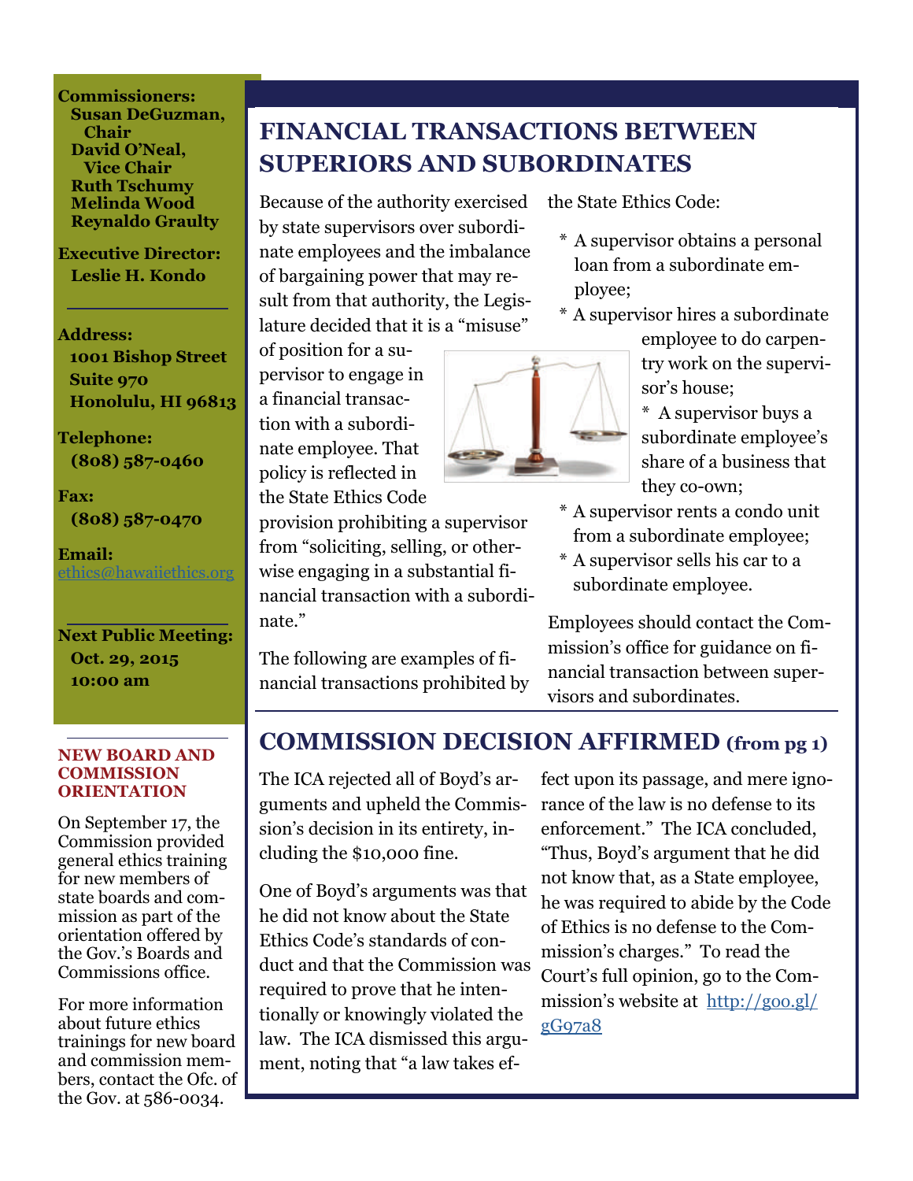**Commissioners:**
**Susan DeGuzman, Chair**
**David O'Neal, Vice Chair**
**Ruth Tschumy**
**Melinda Wood**
**Reynaldo Graulty**

**Executive Director:**
**Leslie H. Kondo**

**Address:**
**1001 Bishop Street**
**Suite 970**
**Honolulu, HI 96813**

**Telephone:**
**(808) 587-0460**

**Fax:**
**(808) 587-0470**

**Email:**
ethics@hawaiiethics.org

**Next Public Meeting:**
**Oct. 29, 2015**
**10:00 am**

**NEW BOARD AND COMMISSION ORIENTATION**

On September 17, the Commission provided general ethics training for new members of state boards and commission as part of the orientation offered by the Gov.'s Boards and Commissions office.

For more information about future ethics trainings for new board and commission members, contact the Ofc. of the Gov. at 586-0034.

## FINANCIAL TRANSACTIONS BETWEEN SUPERIORS AND SUBORDINATES

Because of the authority exercised by state supervisors over subordinate employees and the imbalance of bargaining power that may result from that authority, the Legislature decided that it is a "misuse" of position for a supervisor to engage in a financial transaction with a subordinate employee. That policy is reflected in the State Ethics Code provision prohibiting a supervisor from "soliciting, selling, or otherwise engaging in a substantial financial transaction with a subordinate."

The following are examples of financial transactions prohibited by the State Ethics Code:

* A supervisor obtains a personal loan from a subordinate employee;
* A supervisor hires a subordinate employee to do carpentry work on the supervisor's house;
* A supervisor buys a subordinate employee's share of a business that they co-own;
* A supervisor rents a condo unit from a subordinate employee;
* A supervisor sells his car to a subordinate employee.

Employees should contact the Commission's office for guidance on financial transaction between supervisors and subordinates.

## COMMISSION DECISION AFFIRMED (from pg 1)

The ICA rejected all of Boyd's arguments and upheld the Commission's decision in its entirety, including the $10,000 fine.

One of Boyd's arguments was that he did not know about the State Ethics Code's standards of conduct and that the Commission was required to prove that he intentionally or knowingly violated the law. The ICA dismissed this argument, noting that "a law takes effect upon its passage, and mere ignorance of the law is no defense to its enforcement." The ICA concluded, "Thus, Boyd's argument that he did not know that, as a State employee, he was required to abide by the Code of Ethics is no defense to the Commission's charges." To read the Court's full opinion, go to the Commission's website at http://goo.gl/gG97a8